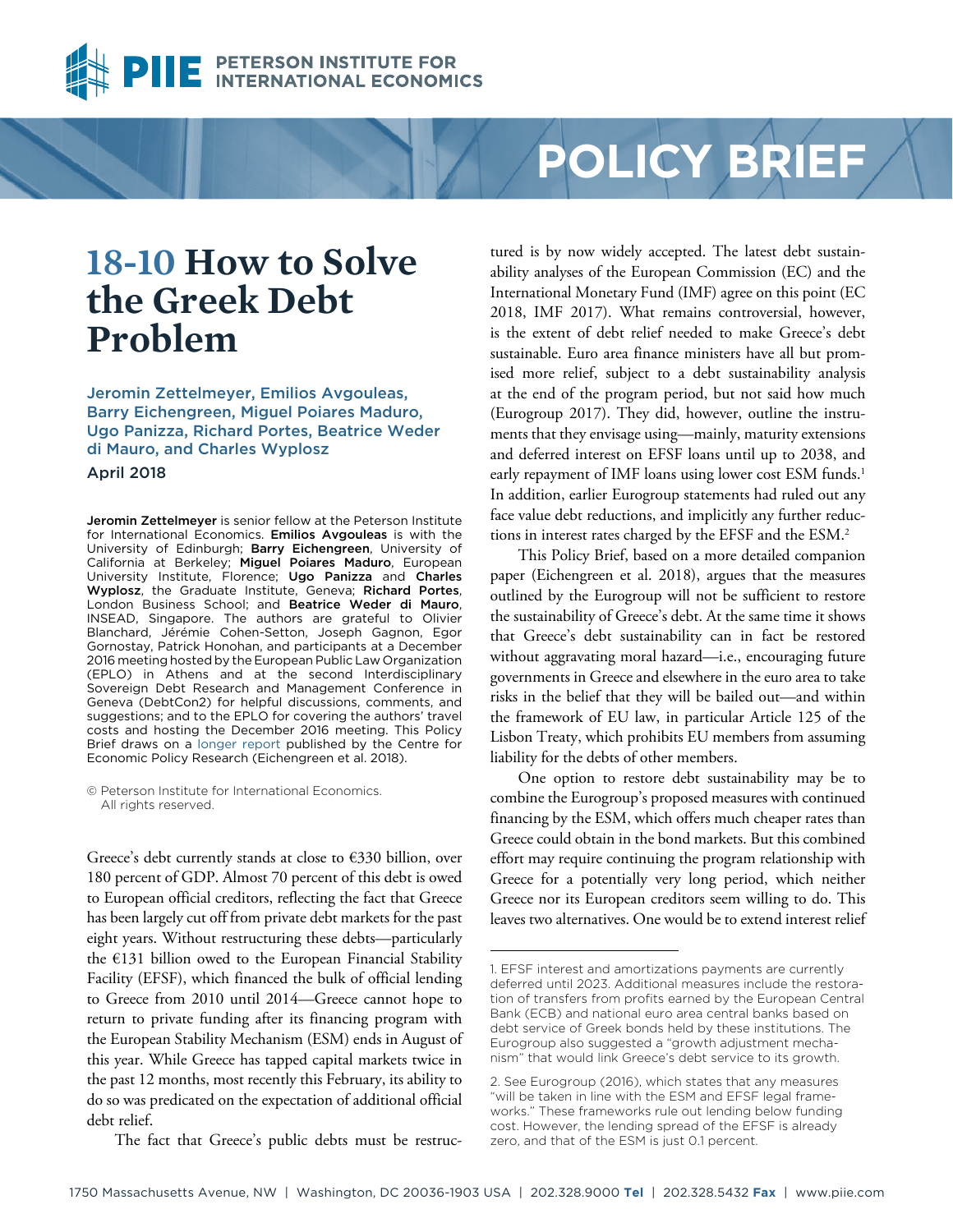# POLICY BRIEF

# 18-10 How to Solve the Greek Debt Problem

**Jeromin Zettelmeyer, Emilios Avgouleas, Barry Eichengreen, Miguel Poiares Maduro, Ugo Panizza, Richard Portes, Beatrice Weder di Mauro, and Charles Wyplosz**

April 2018

**Jeromin Zettelmeyer** is senior fellow at the Peterson Institute for International Economics. **Emilios Avgouleas** is with the University of Edinburgh; **Barry Eichengreen**, University of California at Berkeley; **Miguel Poiares Maduro**, European University Institute, Florence; **Ugo Panizza** and **Charles Wyplosz**, the Graduate Institute, Geneva; **Richard Portes**, London Business School; and **Beatrice Weder di Mauro**, INSEAD, Singapore. The authors are grateful to Olivier Blanchard, Jérémie Cohen-Setton, Joseph Gagnon, Egor Gornostay, Patrick Honohan, and participants at a December 2016 meeting hosted by the European Public Law Organization (EPLO) in Athens and at the second Interdisciplinary Sovereign Debt Research and Management Conference in Geneva (DebtCon2) for helpful discussions, comments, and suggestions; and to the EPLO for covering the authors' travel costs and hosting the December 2016 meeting. This Policy Brief draws on a longer report published by the Centre for Economic Policy Research (Eichengreen et al. 2018).

© Peterson Institute for International Economics. All rights reserved.

Greece's debt currently stands at close to €330 billion, over 180 percent of GDP. Almost 70 percent of this debt is owed to European official creditors, reflecting the fact that Greece has been largely cut off from private debt markets for the past eight years. Without restructuring these debts—particularly the €131 billion owed to the European Financial Stability Facility (EFSF), which financed the bulk of official lending to Greece from 2010 until 2014—Greece cannot hope to return to private funding after its financing program with the European Stability Mechanism (ESM) ends in August of this year. While Greece has tapped capital markets twice in the past 12 months, most recently this February, its ability to do so was predicated on the expectation of additional official debt relief.

The fact that Greece's public debts must be restructured is by now widely accepted. The latest debt sustainability analyses of the European Commission (EC) and the International Monetary Fund (IMF) agree on this point (EC 2018, IMF 2017). What remains controversial, however, is the extent of debt relief needed to make Greece's debt sustainable. Euro area finance ministers have all but promised more relief, subject to a debt sustainability analysis at the end of the program period, but not said how much (Eurogroup 2017). They did, however, outline the instruments that they envisage using—mainly, maturity extensions and deferred interest on EFSF loans until up to 2038, and early repayment of IMF loans using lower cost ESM funds.[1] In addition, earlier Eurogroup statements had ruled out any face value debt reductions, and implicitly any further reductions in interest rates charged by the EFSF and the ESM.[2]

This Policy Brief, based on a more detailed companion paper (Eichengreen et al. 2018), argues that the measures outlined by the Eurogroup will not be sufficient to restore the sustainability of Greece's debt. At the same time it shows that Greece's debt sustainability can in fact be restored without aggravating moral hazard—i.e., encouraging future governments in Greece and elsewhere in the euro area to take risks in the belief that they will be bailed out—and within the framework of EU law, in particular Article 125 of the Lisbon Treaty, which prohibits EU members from assuming liability for the debts of other members.

One option to restore debt sustainability may be to combine the Eurogroup's proposed measures with continued financing by the ESM, which offers much cheaper rates than Greece could obtain in the bond markets. But this combined effort may require continuing the program relationship with Greece for a potentially very long period, which neither Greece nor its European creditors seem willing to do. This leaves two alternatives. One would be to extend interest relief

---

1. EFSF interest and amortizations payments are currently deferred until 2023. Additional measures include the restoration of transfers from profits earned by the European Central Bank (ECB) and national euro area central banks based on debt service of Greek bonds held by these institutions. The Eurogroup also suggested a "growth adjustment mechanism" that would link Greece's debt service to its growth.

2. See Eurogroup (2016), which states that any measures "will be taken in line with the ESM and EFSF legal frameworks." These frameworks rule out lending below funding cost. However, the lending spread of the EFSF is already zero, and that of the ESM is just 0.1 percent.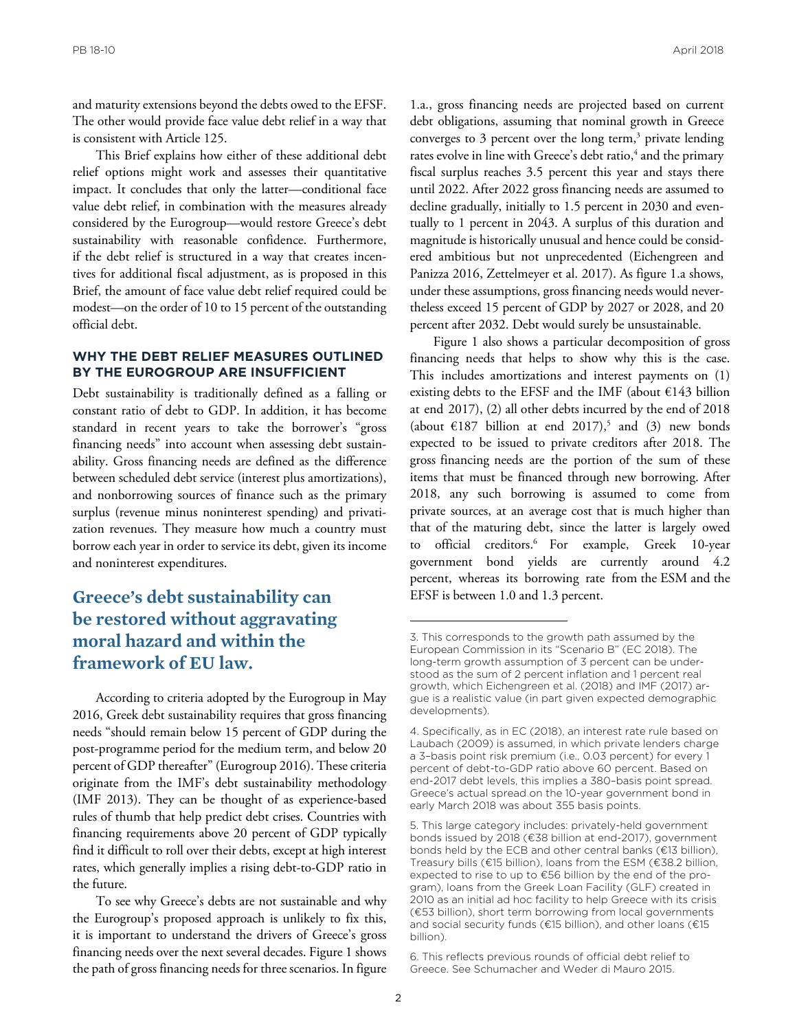and maturity extensions beyond the debts owed to the EFSF. The other would provide face value debt relief in a way that is consistent with Article 125.

This Brief explains how either of these additional debt relief options might work and assesses their quantitative impact. It concludes that only the latter—conditional face value debt relief, in combination with the measures already considered by the Eurogroup—would restore Greece's debt sustainability with reasonable confidence. Furthermore, if the debt relief is structured in a way that creates incentives for additional fiscal adjustment, as is proposed in this Brief, the amount of face value debt relief required could be modest—on the order of 10 to 15 percent of the outstanding official debt.

## WHY THE DEBT RELIEF MEASURES OUTLINED BY THE EUROGROUP ARE INSUFFICIENT

Debt sustainability is traditionally defined as a falling or constant ratio of debt to GDP. In addition, it has become standard in recent years to take the borrower's "gross financing needs" into account when assessing debt sustainability. Gross financing needs are defined as the difference between scheduled debt service (interest plus amortizations), and nonborrowing sources of finance such as the primary surplus (revenue minus noninterest spending) and privatization revenues. They measure how much a country must borrow each year in order to service its debt, given its income and noninterest expenditures.

**Greece's debt sustainability can be restored without aggravating moral hazard and within the framework of EU law.**

According to criteria adopted by the Eurogroup in May 2016, Greek debt sustainability requires that gross financing needs "should remain below 15 percent of GDP during the post-programme period for the medium term, and below 20 percent of GDP thereafter" (Eurogroup 2016). These criteria originate from the IMF's debt sustainability methodology (IMF 2013). They can be thought of as experience-based rules of thumb that help predict debt crises. Countries with financing requirements above 20 percent of GDP typically find it difficult to roll over their debts, except at high interest rates, which generally implies a rising debt-to-GDP ratio in the future.

To see why Greece's debts are not sustainable and why the Eurogroup's proposed approach is unlikely to fix this, it is important to understand the drivers of Greece's gross financing needs over the next several decades. Figure 1 shows the path of gross financing needs for three scenarios. In figure 1.a., gross financing needs are projected based on current debt obligations, assuming that nominal growth in Greece converges to 3 percent over the long term,[3] private lending rates evolve in line with Greece's debt ratio,[4] and the primary fiscal surplus reaches 3.5 percent this year and stays there until 2022. After 2022 gross financing needs are assumed to decline gradually, initially to 1.5 percent in 2030 and eventually to 1 percent in 2043. A surplus of this duration and magnitude is historically unusual and hence could be considered ambitious but not unprecedented (Eichengreen and Panizza 2016, Zettelmeyer et al. 2017). As figure 1.a shows, under these assumptions, gross financing needs would nevertheless exceed 15 percent of GDP by 2027 or 2028, and 20 percent after 2032. Debt would surely be unsustainable.

Figure 1 also shows a particular decomposition of gross financing needs that helps to show why this is the case. This includes amortizations and interest payments on (1) existing debts to the EFSF and the IMF (about €143 billion at end 2017), (2) all other debts incurred by the end of 2018 (about €187 billion at end 2017),[5] and (3) new bonds expected to be issued to private creditors after 2018. The gross financing needs are the portion of the sum of these items that must be financed through new borrowing. After 2018, any such borrowing is assumed to come from private sources, at an average cost that is much higher than that of the maturing debt, since the latter is largely owed to official creditors.[6] For example, Greek 10-year government bond yields are currently around 4.2 percent, whereas its borrowing rate from the ESM and the EFSF is between 1.0 and 1.3 percent.

---

3. This corresponds to the growth path assumed by the European Commission in its "Scenario B" (EC 2018). The long-term growth assumption of 3 percent can be understood as the sum of 2 percent inflation and 1 percent real growth, which Eichengreen et al. (2018) and IMF (2017) argue is a realistic value (in part given expected demographic developments).

4. Specifically, as in EC (2018), an interest rate rule based on Laubach (2009) is assumed, in which private lenders charge a 3–basis point risk premium (i.e., 0.03 percent) for every 1 percent of debt-to-GDP ratio above 60 percent. Based on end-2017 debt levels, this implies a 380–basis point spread. Greece's actual spread on the 10-year government bond in early March 2018 was about 355 basis points.

5. This large category includes: privately-held government bonds issued by 2018 (€38 billion at end-2017), government bonds held by the ECB and other central banks (€13 billion), Treasury bills (€15 billion), loans from the ESM (€38.2 billion, expected to rise to up to €56 billion by the end of the program), loans from the Greek Loan Facility (GLF) created in 2010 as an initial ad hoc facility to help Greece with its crisis (€53 billion), short term borrowing from local governments and social security funds (€15 billion), and other loans (€15 billion).

6. This reflects previous rounds of official debt relief to Greece. See Schumacher and Weder di Mauro 2015.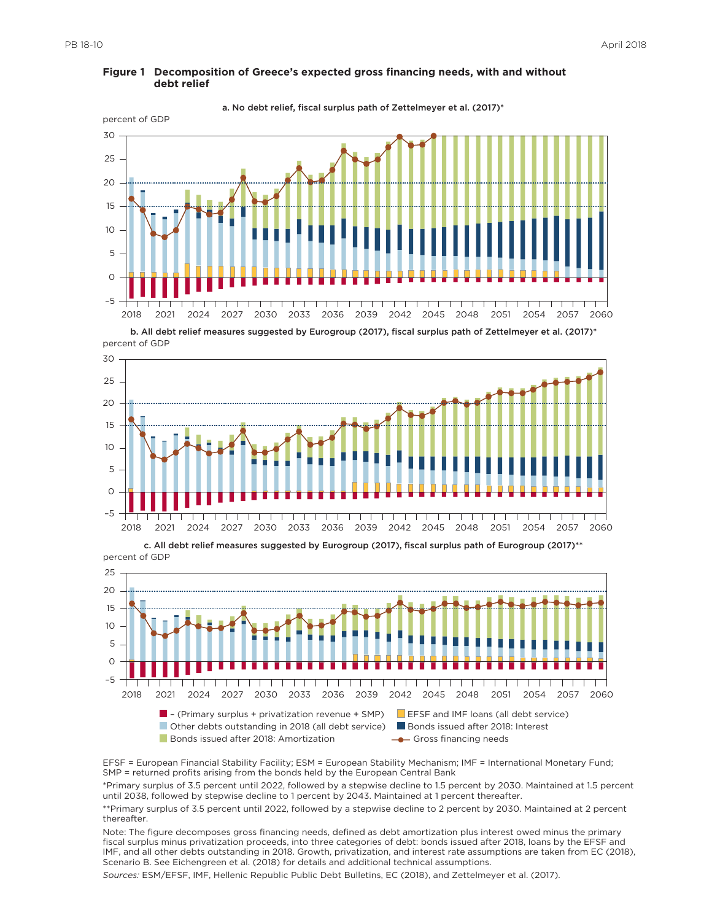**Figure 1 Decomposition of Greece's expected gross financing needs, with and without debt relief**

a. No debt relief, fiscal surplus path of Zettelmeyer et al. (2017)*

b. All debt relief measures suggested by Eurogroup (2017), fiscal surplus path of Zettelmeyer et al. (2017)*

c. All debt relief measures suggested by Eurogroup (2017), fiscal surplus path of Eurogroup (2017)**

EFSF = European Financial Stability Facility; ESM = European Stability Mechanism; IMF = International Monetary Fund; SMP = returned profits arising from the bonds held by the European Central Bank

*Primary surplus of 3.5 percent until 2022, followed by a stepwise decline to 1.5 percent by 2030. Maintained at 1.5 percent until 2038, followed by stepwise decline to 1 percent by 2043. Maintained at 1 percent thereafter.

**Primary surplus of 3.5 percent until 2022, followed by a stepwise decline to 2 percent by 2030. Maintained at 2 percent thereafter.

Note: The figure decomposes gross financing needs, defined as debt amortization plus interest owed minus the primary fiscal surplus minus privatization proceeds, into three categories of debt: bonds issued after 2018, loans by the EFSF and IMF, and all other debts outstanding in 2018. Growth, privatization, and interest rate assumptions are taken from EC (2018), Scenario B. See Eichengreen et al. (2018) for details and additional technical assumptions.

*Sources:* ESM/EFSF, IMF, Hellenic Republic Public Debt Bulletins, EC (2018), and Zettelmeyer et al. (2017).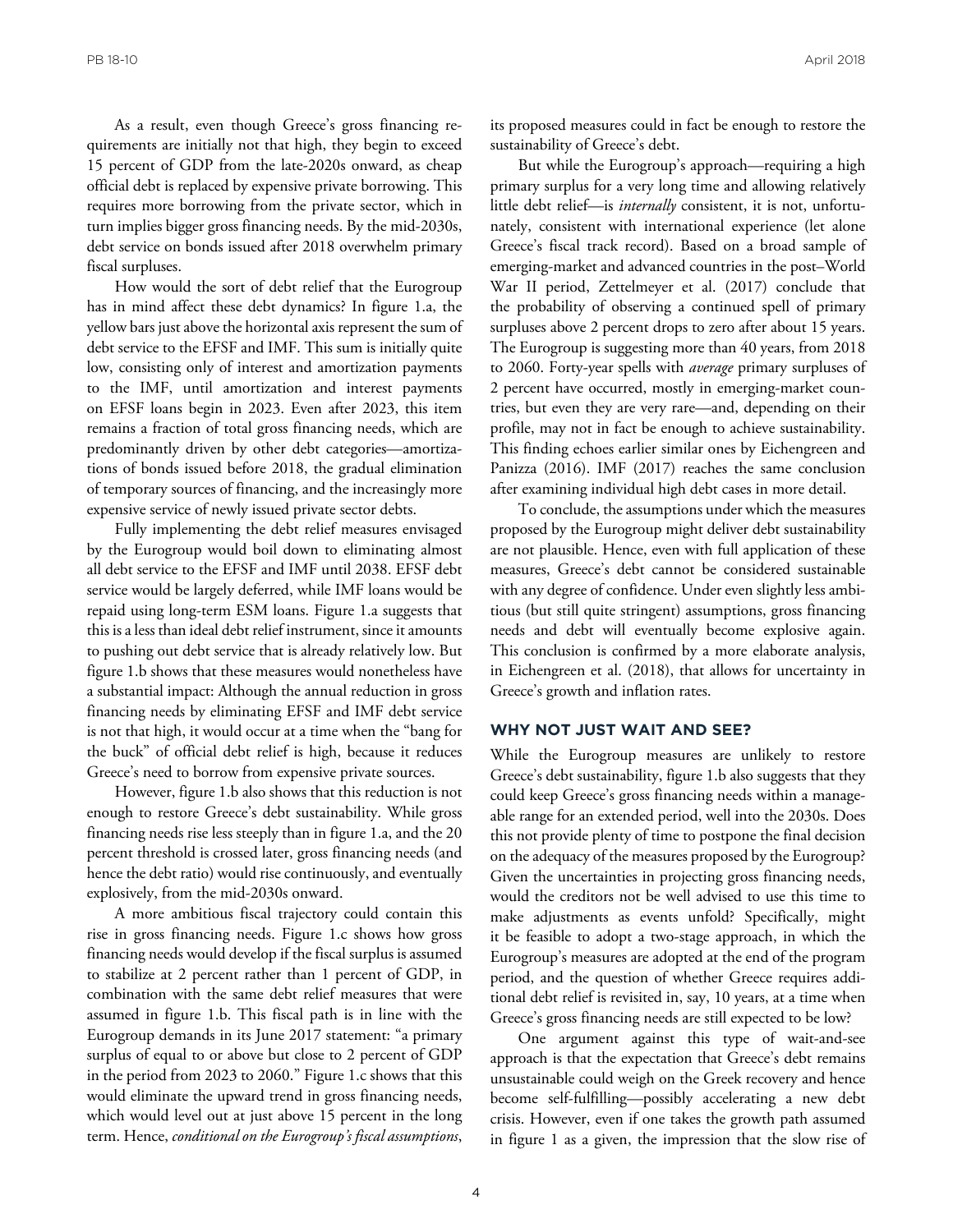As a result, even though Greece's gross financing requirements are initially not that high, they begin to exceed 15 percent of GDP from the late-2020s onward, as cheap official debt is replaced by expensive private borrowing. This requires more borrowing from the private sector, which in turn implies bigger gross financing needs. By the mid-2030s, debt service on bonds issued after 2018 overwhelm primary fiscal surpluses.

How would the sort of debt relief that the Eurogroup has in mind affect these debt dynamics? In figure 1.a, the yellow bars just above the horizontal axis represent the sum of debt service to the EFSF and IMF. This sum is initially quite low, consisting only of interest and amortization payments to the IMF, until amortization and interest payments on EFSF loans begin in 2023. Even after 2023, this item remains a fraction of total gross financing needs, which are predominantly driven by other debt categories—amortizations of bonds issued before 2018, the gradual elimination of temporary sources of financing, and the increasingly more expensive service of newly issued private sector debts.

Fully implementing the debt relief measures envisaged by the Eurogroup would boil down to eliminating almost all debt service to the EFSF and IMF until 2038. EFSF debt service would be largely deferred, while IMF loans would be repaid using long-term ESM loans. Figure 1.a suggests that this is a less than ideal debt relief instrument, since it amounts to pushing out debt service that is already relatively low. But figure 1.b shows that these measures would nonetheless have a substantial impact: Although the annual reduction in gross financing needs by eliminating EFSF and IMF debt service is not that high, it would occur at a time when the "bang for the buck" of official debt relief is high, because it reduces Greece's need to borrow from expensive private sources.

However, figure 1.b also shows that this reduction is not enough to restore Greece's debt sustainability. While gross financing needs rise less steeply than in figure 1.a, and the 20 percent threshold is crossed later, gross financing needs (and hence the debt ratio) would rise continuously, and eventually explosively, from the mid-2030s onward.

A more ambitious fiscal trajectory could contain this rise in gross financing needs. Figure 1.c shows how gross financing needs would develop if the fiscal surplus is assumed to stabilize at 2 percent rather than 1 percent of GDP, in combination with the same debt relief measures that were assumed in figure 1.b. This fiscal path is in line with the Eurogroup demands in its June 2017 statement: "a primary surplus of equal to or above but close to 2 percent of GDP in the period from 2023 to 2060." Figure 1.c shows that this would eliminate the upward trend in gross financing needs, which would level out at just above 15 percent in the long term. Hence, *conditional on the Eurogroup's fiscal assumptions*, its proposed measures could in fact be enough to restore the sustainability of Greece's debt.

But while the Eurogroup's approach—requiring a high primary surplus for a very long time and allowing relatively little debt relief—is *internally* consistent, it is not, unfortunately, consistent with international experience (let alone Greece's fiscal track record). Based on a broad sample of emerging-market and advanced countries in the post–World War II period, Zettelmeyer et al. (2017) conclude that the probability of observing a continued spell of primary surpluses above 2 percent drops to zero after about 15 years. The Eurogroup is suggesting more than 40 years, from 2018 to 2060. Forty-year spells with *average* primary surpluses of 2 percent have occurred, mostly in emerging-market countries, but even they are very rare—and, depending on their profile, may not in fact be enough to achieve sustainability. This finding echoes earlier similar ones by Eichengreen and Panizza (2016). IMF (2017) reaches the same conclusion after examining individual high debt cases in more detail.

To conclude, the assumptions under which the measures proposed by the Eurogroup might deliver debt sustainability are not plausible. Hence, even with full application of these measures, Greece's debt cannot be considered sustainable with any degree of confidence. Under even slightly less ambitious (but still quite stringent) assumptions, gross financing needs and debt will eventually become explosive again. This conclusion is confirmed by a more elaborate analysis, in Eichengreen et al. (2018), that allows for uncertainty in Greece's growth and inflation rates.

## WHY NOT JUST WAIT AND SEE?

While the Eurogroup measures are unlikely to restore Greece's debt sustainability, figure 1.b also suggests that they could keep Greece's gross financing needs within a manageable range for an extended period, well into the 2030s. Does this not provide plenty of time to postpone the final decision on the adequacy of the measures proposed by the Eurogroup? Given the uncertainties in projecting gross financing needs, would the creditors not be well advised to use this time to make adjustments as events unfold? Specifically, might it be feasible to adopt a two-stage approach, in which the Eurogroup's measures are adopted at the end of the program period, and the question of whether Greece requires additional debt relief is revisited in, say, 10 years, at a time when Greece's gross financing needs are still expected to be low?

One argument against this type of wait-and-see approach is that the expectation that Greece's debt remains unsustainable could weigh on the Greek recovery and hence become self-fulfilling—possibly accelerating a new debt crisis. However, even if one takes the growth path assumed in figure 1 as a given, the impression that the slow rise of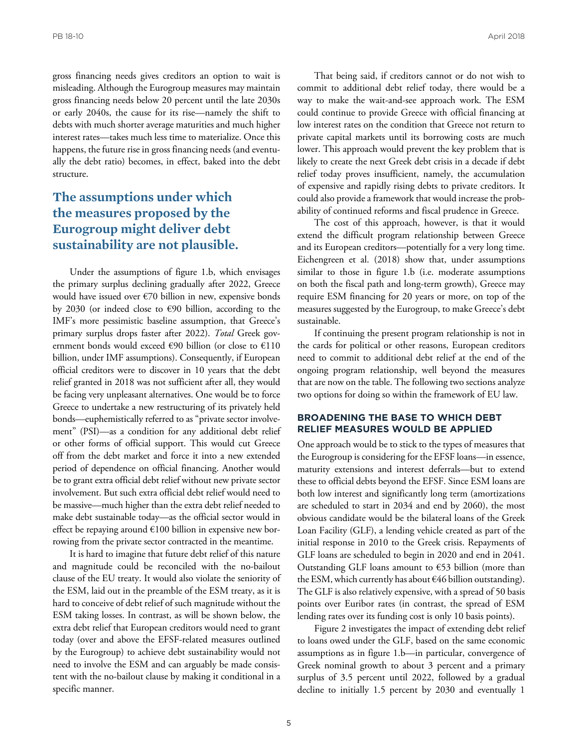gross financing needs gives creditors an option to wait is misleading. Although the Eurogroup measures may maintain gross financing needs below 20 percent until the late 2030s or early 2040s, the cause for its rise—namely the shift to debts with much shorter average maturities and much higher interest rates—takes much less time to materialize. Once this happens, the future rise in gross financing needs (and eventually the debt ratio) becomes, in effect, baked into the debt structure.

## The assumptions under which the measures proposed by the Eurogroup might deliver debt sustainability are not plausible.

Under the assumptions of figure 1.b, which envisages the primary surplus declining gradually after 2022, Greece would have issued over €70 billion in new, expensive bonds by 2030 (or indeed close to €90 billion, according to the IMF's more pessimistic baseline assumption, that Greece's primary surplus drops faster after 2022). *Total* Greek government bonds would exceed €90 billion (or close to €110 billion, under IMF assumptions). Consequently, if European official creditors were to discover in 10 years that the debt relief granted in 2018 was not sufficient after all, they would be facing very unpleasant alternatives. One would be to force Greece to undertake a new restructuring of its privately held bonds—euphemistically referred to as "private sector involvement" (PSI)—as a condition for any additional debt relief or other forms of official support. This would cut Greece off from the debt market and force it into a new extended period of dependence on official financing. Another would be to grant extra official debt relief without new private sector involvement. But such extra official debt relief would need to be massive—much higher than the extra debt relief needed to make debt sustainable today—as the official sector would in effect be repaying around €100 billion in expensive new borrowing from the private sector contracted in the meantime.

It is hard to imagine that future debt relief of this nature and magnitude could be reconciled with the no-bailout clause of the EU treaty. It would also violate the seniority of the ESM, laid out in the preamble of the ESM treaty, as it is hard to conceive of debt relief of such magnitude without the ESM taking losses. In contrast, as will be shown below, the extra debt relief that European creditors would need to grant today (over and above the EFSF-related measures outlined by the Eurogroup) to achieve debt sustainability would not need to involve the ESM and can arguably be made consistent with the no-bailout clause by making it conditional in a specific manner.

That being said, if creditors cannot or do not wish to commit to additional debt relief today, there would be a way to make the wait-and-see approach work. The ESM could continue to provide Greece with official financing at low interest rates on the condition that Greece not return to private capital markets until its borrowing costs are much lower. This approach would prevent the key problem that is likely to create the next Greek debt crisis in a decade if debt relief today proves insufficient, namely, the accumulation of expensive and rapidly rising debts to private creditors. It could also provide a framework that would increase the probability of continued reforms and fiscal prudence in Greece.

The cost of this approach, however, is that it would extend the difficult program relationship between Greece and its European creditors—potentially for a very long time. Eichengreen et al. (2018) show that, under assumptions similar to those in figure 1.b (i.e. moderate assumptions on both the fiscal path and long-term growth), Greece may require ESM financing for 20 years or more, on top of the measures suggested by the Eurogroup, to make Greece's debt sustainable.

If continuing the present program relationship is not in the cards for political or other reasons, European creditors need to commit to additional debt relief at the end of the ongoing program relationship, well beyond the measures that are now on the table. The following two sections analyze two options for doing so within the framework of EU law.

### BROADENING THE BASE TO WHICH DEBT RELIEF MEASURES WOULD BE APPLIED

One approach would be to stick to the types of measures that the Eurogroup is considering for the EFSF loans—in essence, maturity extensions and interest deferrals—but to extend these to official debts beyond the EFSF. Since ESM loans are both low interest and significantly long term (amortizations are scheduled to start in 2034 and end by 2060), the most obvious candidate would be the bilateral loans of the Greek Loan Facility (GLF), a lending vehicle created as part of the initial response in 2010 to the Greek crisis. Repayments of GLF loans are scheduled to begin in 2020 and end in 2041. Outstanding GLF loans amount to €53 billion (more than the ESM, which currently has about €46 billion outstanding). The GLF is also relatively expensive, with a spread of 50 basis points over Euribor rates (in contrast, the spread of ESM lending rates over its funding cost is only 10 basis points).

Figure 2 investigates the impact of extending debt relief to loans owed under the GLF, based on the same economic assumptions as in figure 1.b—in particular, convergence of Greek nominal growth to about 3 percent and a primary surplus of 3.5 percent until 2022, followed by a gradual decline to initially 1.5 percent by 2030 and eventually 1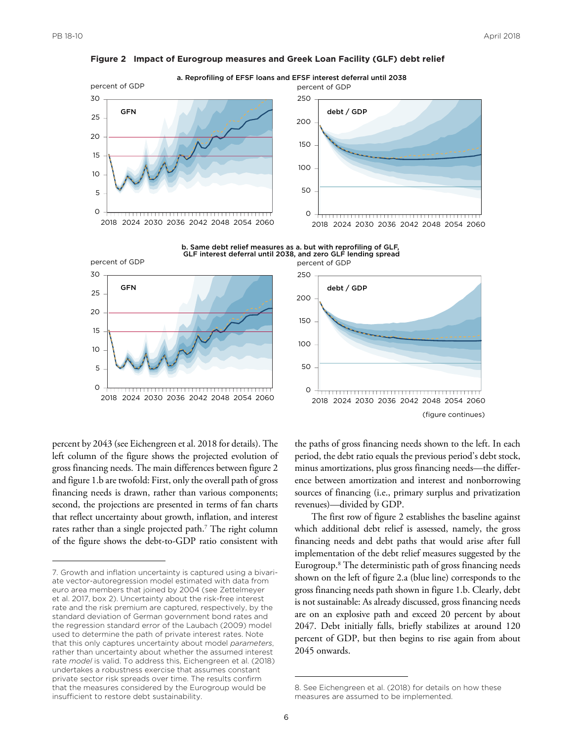**Figure 2 Impact of Eurogroup measures and Greek Loan Facility (GLF) debt relief**

a. Reprofiling of EFSF loans and EFSF interest deferral until 2038

b. Same debt relief measures as a. but with reprofiling of GLF, GLF interest deferral until 2038, and zero GLF lending spread

(figure continues)

percent by 2043 (see Eichengreen et al. 2018 for details). The left column of the figure shows the projected evolution of gross financing needs. The main differences between figure 2 and figure 1.b are twofold: First, only the overall path of gross financing needs is drawn, rather than various components; second, the projections are presented in terms of fan charts that reflect uncertainty about growth, inflation, and interest rates rather than a single projected path.[7] The right column of the figure shows the debt-to-GDP ratio consistent with the paths of gross financing needs shown to the left. In each period, the debt ratio equals the previous period's debt stock, minus amortizations, plus gross financing needs—the difference between amortization and interest and nonborrowing sources of financing (i.e., primary surplus and privatization revenues)—divided by GDP.

The first row of figure 2 establishes the baseline against which additional debt relief is assessed, namely, the gross financing needs and debt paths that would arise after full implementation of the debt relief measures suggested by the Eurogroup.[8] The deterministic path of gross financing needs shown on the left of figure 2.a (blue line) corresponds to the gross financing needs path shown in figure 1.b. Clearly, debt is not sustainable: As already discussed, gross financing needs are on an explosive path and exceed 20 percent by about 2047. Debt initially falls, briefly stabilizes at around 120 percent of GDP, but then begins to rise again from about 2045 onwards.

7. Growth and inflation uncertainty is captured using a bivariate vector-autoregression model estimated with data from euro area members that joined by 2004 (see Zettelmeyer et al. 2017, box 2). Uncertainty about the risk-free interest rate and the risk premium are captured, respectively, by the standard deviation of German government bond rates and the regression standard error of the Laubach (2009) model used to determine the path of private interest rates. Note that this only captures uncertainty about model *parameters*, rather than uncertainty about whether the assumed interest rate *model* is valid. To address this, Eichengreen et al. (2018) undertakes a robustness exercise that assumes constant private sector risk spreads over time. The results confirm that the measures considered by the Eurogroup would be insufficient to restore debt sustainability.

8. See Eichengreen et al. (2018) for details on how these measures are assumed to be implemented.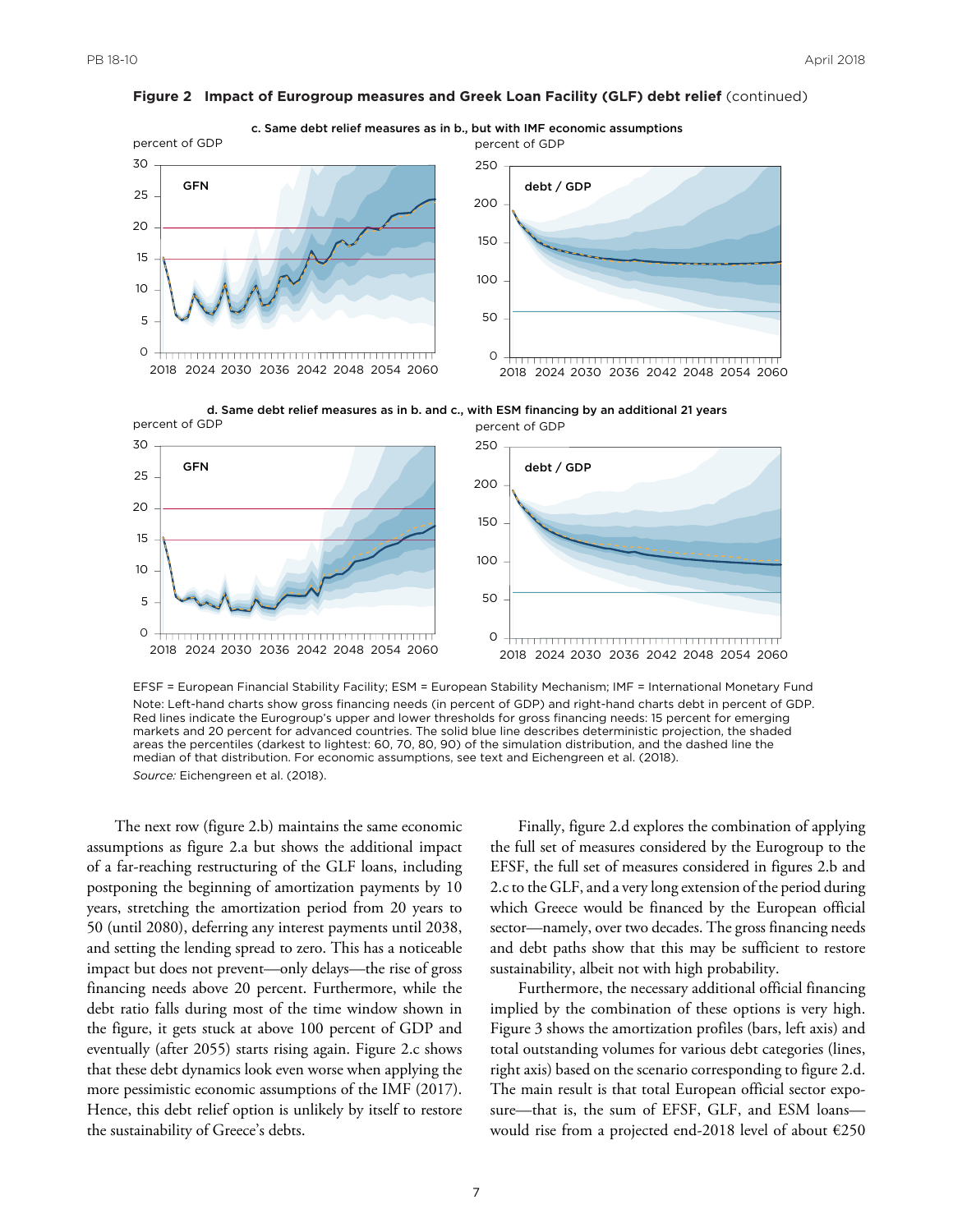**Figure 2 Impact of Eurogroup measures and Greek Loan Facility (GLF) debt relief** (continued)

c. Same debt relief measures as in b., but with IMF economic assumptions

d. Same debt relief measures as in b. and c., with ESM financing by an additional 21 years

EFSF = European Financial Stability Facility; ESM = European Stability Mechanism; IMF = International Monetary Fund

Note: Left-hand charts show gross financing needs (in percent of GDP) and right-hand charts debt in percent of GDP. Red lines indicate the Eurogroup's upper and lower thresholds for gross financing needs: 15 percent for emerging markets and 20 percent for advanced countries. The solid blue line describes deterministic projection, the shaded areas the percentiles (darkest to lightest: 60, 70, 80, 90) of the simulation distribution, and the dashed line the median of that distribution. For economic assumptions, see text and Eichengreen et al. (2018).

*Source:* Eichengreen et al. (2018).

The next row (figure 2.b) maintains the same economic assumptions as figure 2.a but shows the additional impact of a far-reaching restructuring of the GLF loans, including postponing the beginning of amortization payments by 10 years, stretching the amortization period from 20 years to 50 (until 2080), deferring any interest payments until 2038, and setting the lending spread to zero. This has a noticeable impact but does not prevent—only delays—the rise of gross financing needs above 20 percent. Furthermore, while the debt ratio falls during most of the time window shown in the figure, it gets stuck at above 100 percent of GDP and eventually (after 2055) starts rising again. Figure 2.c shows that these debt dynamics look even worse when applying the more pessimistic economic assumptions of the IMF (2017). Hence, this debt relief option is unlikely by itself to restore the sustainability of Greece's debts.

Finally, figure 2.d explores the combination of applying the full set of measures considered by the Eurogroup to the EFSF, the full set of measures considered in figures 2.b and 2.c to the GLF, and a very long extension of the period during which Greece would be financed by the European official sector—namely, over two decades. The gross financing needs and debt paths show that this may be sufficient to restore sustainability, albeit not with high probability.

Furthermore, the necessary additional official financing implied by the combination of these options is very high. Figure 3 shows the amortization profiles (bars, left axis) and total outstanding volumes for various debt categories (lines, right axis) based on the scenario corresponding to figure 2.d. The main result is that total European official sector exposure—that is, the sum of EFSF, GLF, and ESM loans—would rise from a projected end-2018 level of about €250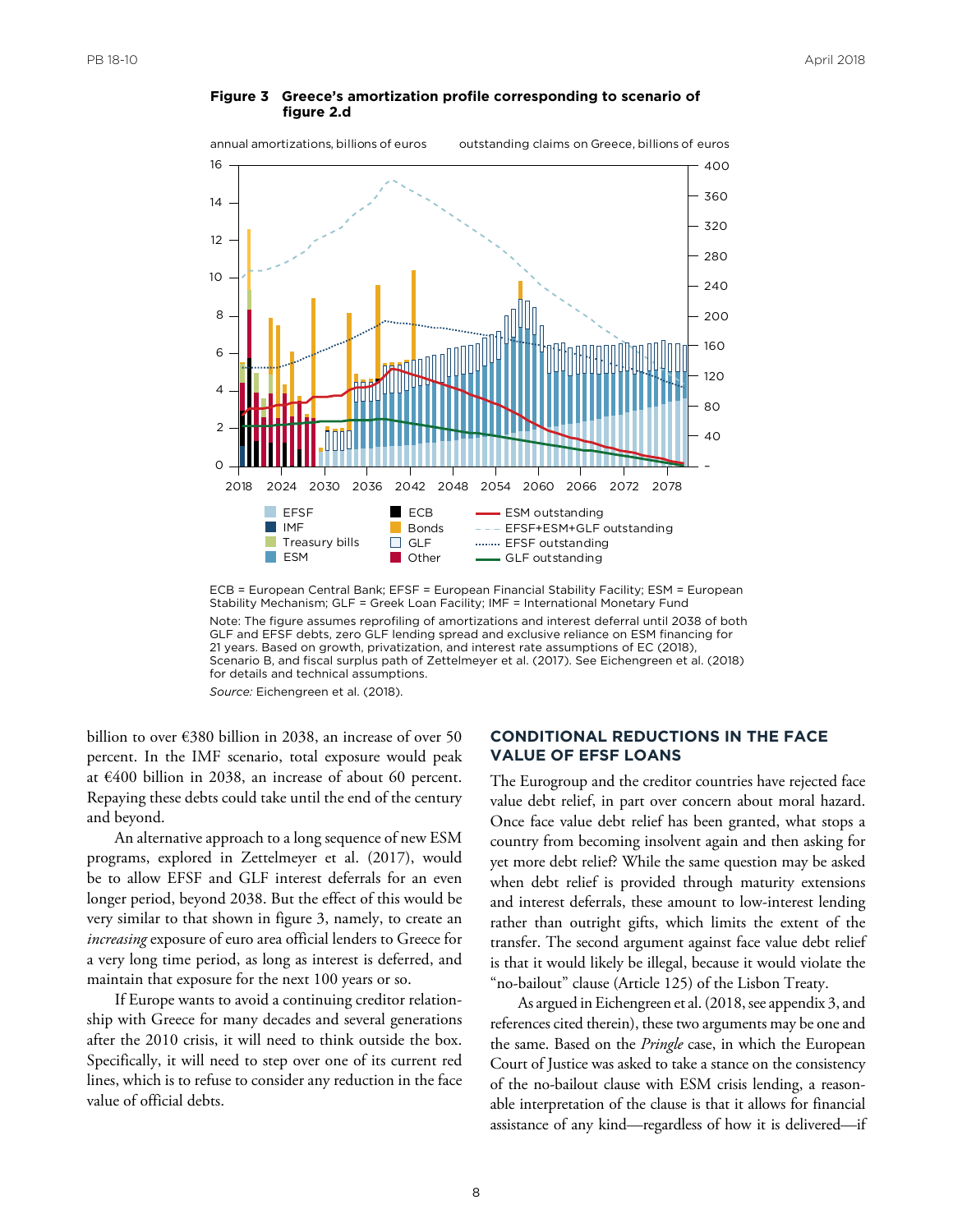**Figure 3 Greece's amortization profile corresponding to scenario of figure 2.d**

ECB = European Central Bank; EFSF = European Financial Stability Facility; ESM = European Stability Mechanism; GLF = Greek Loan Facility; IMF = International Monetary Fund

Note: The figure assumes reprofiling of amortizations and interest deferral until 2038 of both GLF and EFSF debts, zero GLF lending spread and exclusive reliance on ESM financing for 21 years. Based on growth, privatization, and interest rate assumptions of EC (2018), Scenario B, and fiscal surplus path of Zettelmeyer et al. (2017). See Eichengreen et al. (2018) for details and technical assumptions.

*Source:* Eichengreen et al. (2018).

billion to over €380 billion in 2038, an increase of over 50 percent. In the IMF scenario, total exposure would peak at €400 billion in 2038, an increase of about 60 percent. Repaying these debts could take until the end of the century and beyond.

An alternative approach to a long sequence of new ESM programs, explored in Zettelmeyer et al. (2017), would be to allow EFSF and GLF interest deferrals for an even longer period, beyond 2038. But the effect of this would be very similar to that shown in figure 3, namely, to create an *increasing* exposure of euro area official lenders to Greece for a very long time period, as long as interest is deferred, and maintain that exposure for the next 100 years or so.

If Europe wants to avoid a continuing creditor relationship with Greece for many decades and several generations after the 2010 crisis, it will need to think outside the box. Specifically, it will need to step over one of its current red lines, which is to refuse to consider any reduction in the face value of official debts.

## CONDITIONAL REDUCTIONS IN THE FACE VALUE OF EFSF LOANS

The Eurogroup and the creditor countries have rejected face value debt relief, in part over concern about moral hazard. Once face value debt relief has been granted, what stops a country from becoming insolvent again and then asking for yet more debt relief? While the same question may be asked when debt relief is provided through maturity extensions and interest deferrals, these amount to low-interest lending rather than outright gifts, which limits the extent of the transfer. The second argument against face value debt relief is that it would likely be illegal, because it would violate the "no-bailout" clause (Article 125) of the Lisbon Treaty.

As argued in Eichengreen et al. (2018, see appendix 3, and references cited therein), these two arguments may be one and the same. Based on the *Pringle* case, in which the European Court of Justice was asked to take a stance on the consistency of the no-bailout clause with ESM crisis lending, a reasonable interpretation of the clause is that it allows for financial assistance of any kind—regardless of how it is delivered—if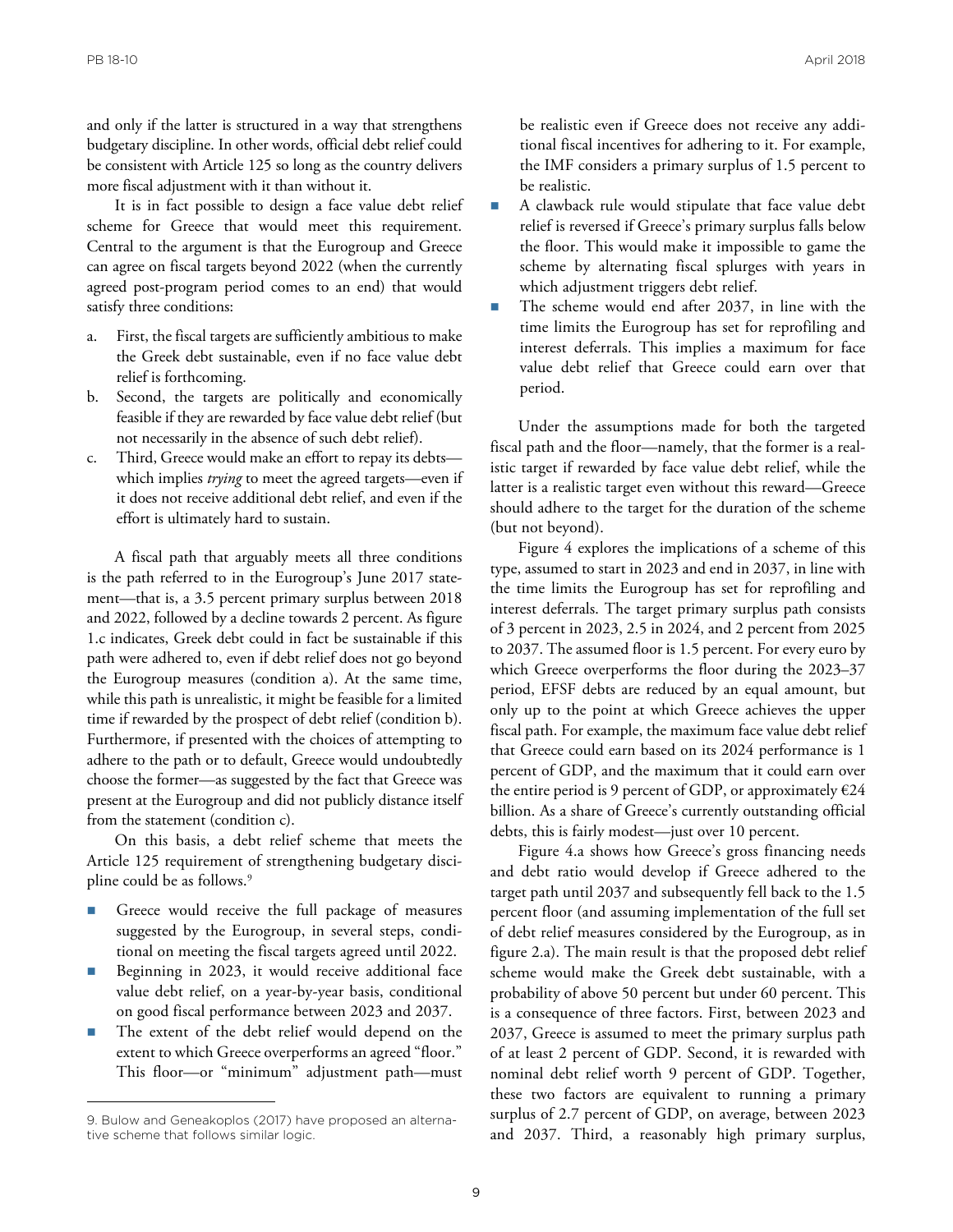and only if the latter is structured in a way that strengthens budgetary discipline. In other words, official debt relief could be consistent with Article 125 so long as the country delivers more fiscal adjustment with it than without it.

It is in fact possible to design a face value debt relief scheme for Greece that would meet this requirement. Central to the argument is that the Eurogroup and Greece can agree on fiscal targets beyond 2022 (when the currently agreed post-program period comes to an end) that would satisfy three conditions:

a. First, the fiscal targets are sufficiently ambitious to make the Greek debt sustainable, even if no face value debt relief is forthcoming.
b. Second, the targets are politically and economically feasible if they are rewarded by face value debt relief (but not necessarily in the absence of such debt relief).
c. Third, Greece would make an effort to repay its debts—which implies *trying* to meet the agreed targets—even if it does not receive additional debt relief, and even if the effort is ultimately hard to sustain.

A fiscal path that arguably meets all three conditions is the path referred to in the Eurogroup's June 2017 statement—that is, a 3.5 percent primary surplus between 2018 and 2022, followed by a decline towards 2 percent. As figure 1.c indicates, Greek debt could in fact be sustainable if this path were adhered to, even if debt relief does not go beyond the Eurogroup measures (condition a). At the same time, while this path is unrealistic, it might be feasible for a limited time if rewarded by the prospect of debt relief (condition b). Furthermore, if presented with the choices of attempting to adhere to the path or to default, Greece would undoubtedly choose the former—as suggested by the fact that Greece was present at the Eurogroup and did not publicly distance itself from the statement (condition c).

On this basis, a debt relief scheme that meets the Article 125 requirement of strengthening budgetary discipline could be as follows.[9]

- Greece would receive the full package of measures suggested by the Eurogroup, in several steps, conditional on meeting the fiscal targets agreed until 2022.
- Beginning in 2023, it would receive additional face value debt relief, on a year-by-year basis, conditional on good fiscal performance between 2023 and 2037.
- The extent of the debt relief would depend on the extent to which Greece overperforms an agreed "floor." This floor—or "minimum" adjustment path—must be realistic even if Greece does not receive any additional fiscal incentives for adhering to it. For example, the IMF considers a primary surplus of 1.5 percent to be realistic.
- A clawback rule would stipulate that face value debt relief is reversed if Greece's primary surplus falls below the floor. This would make it impossible to game the scheme by alternating fiscal splurges with years in which adjustment triggers debt relief.
- The scheme would end after 2037, in line with the time limits the Eurogroup has set for reprofiling and interest deferrals. This implies a maximum for face value debt relief that Greece could earn over that period.

Under the assumptions made for both the targeted fiscal path and the floor—namely, that the former is a realistic target if rewarded by face value debt relief, while the latter is a realistic target even without this reward—Greece should adhere to the target for the duration of the scheme (but not beyond).

Figure 4 explores the implications of a scheme of this type, assumed to start in 2023 and end in 2037, in line with the time limits the Eurogroup has set for reprofiling and interest deferrals. The target primary surplus path consists of 3 percent in 2023, 2.5 in 2024, and 2 percent from 2025 to 2037. The assumed floor is 1.5 percent. For every euro by which Greece overperforms the floor during the 2023–37 period, EFSF debts are reduced by an equal amount, but only up to the point at which Greece achieves the upper fiscal path. For example, the maximum face value debt relief that Greece could earn based on its 2024 performance is 1 percent of GDP, and the maximum that it could earn over the entire period is 9 percent of GDP, or approximately €24 billion. As a share of Greece's currently outstanding official debts, this is fairly modest—just over 10 percent.

Figure 4.a shows how Greece's gross financing needs and debt ratio would develop if Greece adhered to the target path until 2037 and subsequently fell back to the 1.5 percent floor (and assuming implementation of the full set of debt relief measures considered by the Eurogroup, as in figure 2.a). The main result is that the proposed debt relief scheme would make the Greek debt sustainable, with a probability of above 50 percent but under 60 percent. This is a consequence of three factors. First, between 2023 and 2037, Greece is assumed to meet the primary surplus path of at least 2 percent of GDP. Second, it is rewarded with nominal debt relief worth 9 percent of GDP. Together, these two factors are equivalent to running a primary surplus of 2.7 percent of GDP, on average, between 2023 and 2037. Third, a reasonably high primary surplus,

9. Bulow and Geneakoplos (2017) have proposed an alternative scheme that follows similar logic.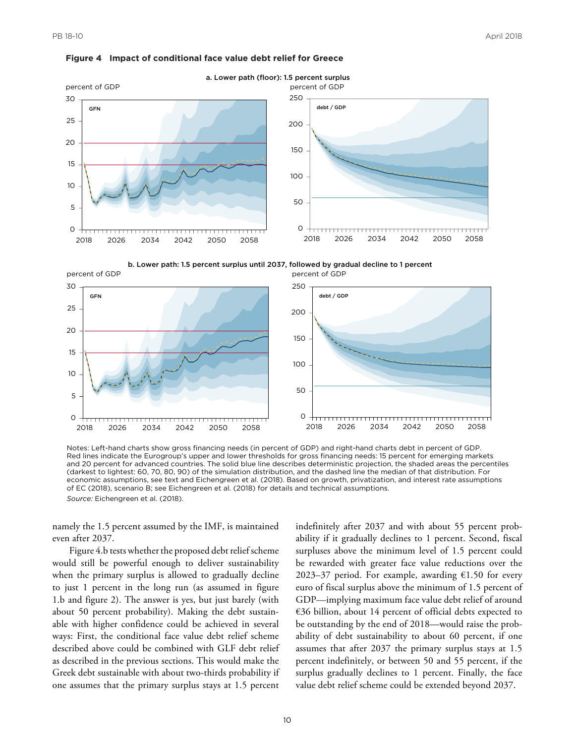**Figure 4 Impact of conditional face value debt relief for Greece**

a. Lower path (floor): 1.5 percent surplus

b. Lower path: 1.5 percent surplus until 2037, followed by gradual decline to 1 percent

Notes: Left-hand charts show gross financing needs (in percent of GDP) and right-hand charts debt in percent of GDP. Red lines indicate the Eurogroup's upper and lower thresholds for gross financing needs: 15 percent for emerging markets and 20 percent for advanced countries. The solid blue line describes deterministic projection, the shaded areas the percentiles (darkest to lightest: 60, 70, 80, 90) of the simulation distribution, and the dashed line the median of that distribution. For economic assumptions, see text and Eichengreen et al. (2018). Based on growth, privatization, and interest rate assumptions of EC (2018), scenario B; see Eichengreen et al. (2018) for details and technical assumptions.

*Source:* Eichengreen et al. (2018).

namely the 1.5 percent assumed by the IMF, is maintained even after 2037.

Figure 4.b tests whether the proposed debt relief scheme would still be powerful enough to deliver sustainability when the primary surplus is allowed to gradually decline to just 1 percent in the long run (as assumed in figure 1.b and figure 2). The answer is yes, but just barely (with about 50 percent probability). Making the debt sustainable with higher confidence could be achieved in several ways: First, the conditional face value debt relief scheme described above could be combined with GLF debt relief as described in the previous sections. This would make the Greek debt sustainable with about two-thirds probability if one assumes that the primary surplus stays at 1.5 percent indefinitely after 2037 and with about 55 percent probability if it gradually declines to 1 percent. Second, fiscal surpluses above the minimum level of 1.5 percent could be rewarded with greater face value reductions over the 2023–37 period. For example, awarding €1.50 for every euro of fiscal surplus above the minimum of 1.5 percent of GDP—implying maximum face value debt relief of around €36 billion, about 14 percent of official debts expected to be outstanding by the end of 2018—would raise the probability of debt sustainability to about 60 percent, if one assumes that after 2037 the primary surplus stays at 1.5 percent indefinitely, or between 50 and 55 percent, if the surplus gradually declines to 1 percent. Finally, the face value debt relief scheme could be extended beyond 2037.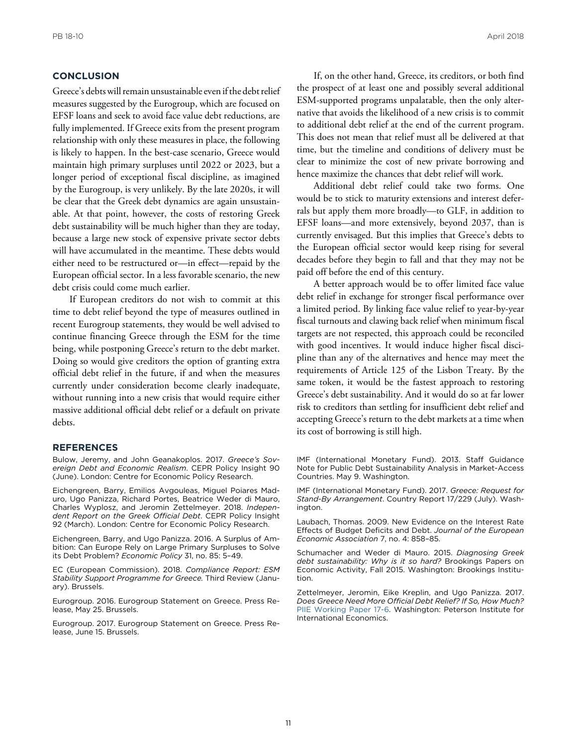## CONCLUSION

Greece's debts will remain unsustainable even if the debt relief measures suggested by the Eurogroup, which are focused on EFSF loans and seek to avoid face value debt reductions, are fully implemented. If Greece exits from the present program relationship with only these measures in place, the following is likely to happen. In the best-case scenario, Greece would maintain high primary surpluses until 2022 or 2023, but a longer period of exceptional fiscal discipline, as imagined by the Eurogroup, is very unlikely. By the late 2020s, it will be clear that the Greek debt dynamics are again unsustainable. At that point, however, the costs of restoring Greek debt sustainability will be much higher than they are today, because a large new stock of expensive private sector debts will have accumulated in the meantime. These debts would either need to be restructured or—in effect—repaid by the European official sector. In a less favorable scenario, the new debt crisis could come much earlier.

If European creditors do not wish to commit at this time to debt relief beyond the type of measures outlined in recent Eurogroup statements, they would be well advised to continue financing Greece through the ESM for the time being, while postponing Greece's return to the debt market. Doing so would give creditors the option of granting extra official debt relief in the future, if and when the measures currently under consideration become clearly inadequate, without running into a new crisis that would require either massive additional official debt relief or a default on private debts.

If, on the other hand, Greece, its creditors, or both find the prospect of at least one and possibly several additional ESM-supported programs unpalatable, then the only alternative that avoids the likelihood of a new crisis is to commit to additional debt relief at the end of the current program. This does not mean that relief must all be delivered at that time, but the timeline and conditions of delivery must be clear to minimize the cost of new private borrowing and hence maximize the chances that debt relief will work.

Additional debt relief could take two forms. One would be to stick to maturity extensions and interest deferrals but apply them more broadly—to GLF, in addition to EFSF loans—and more extensively, beyond 2037, than is currently envisaged. But this implies that Greece's debts to the European official sector would keep rising for several decades before they begin to fall and that they may not be paid off before the end of this century.

A better approach would be to offer limited face value debt relief in exchange for stronger fiscal performance over a limited period. By linking face value relief to year-by-year fiscal turnouts and clawing back relief when minimum fiscal targets are not respected, this approach could be reconciled with good incentives. It would induce higher fiscal discipline than any of the alternatives and hence may meet the requirements of Article 125 of the Lisbon Treaty. By the same token, it would be the fastest approach to restoring Greece's debt sustainability. And it would do so at far lower risk to creditors than settling for insufficient debt relief and accepting Greece's return to the debt markets at a time when its cost of borrowing is still high.

## REFERENCES

Bulow, Jeremy, and John Geanakoplos. 2017. *Greece's Sovereign Debt and Economic Realism*. CEPR Policy Insight 90 (June). London: Centre for Economic Policy Research.

Eichengreen, Barry, Emilios Avgouleas, Miguel Poiares Maduro, Ugo Panizza, Richard Portes, Beatrice Weder di Mauro, Charles Wyplosz, and Jeromin Zettelmeyer. 2018. *Independent Report on the Greek Official Debt*. CEPR Policy Insight 92 (March). London: Centre for Economic Policy Research.

Eichengreen, Barry, and Ugo Panizza. 2016. A Surplus of Ambition: Can Europe Rely on Large Primary Surpluses to Solve its Debt Problem? *Economic Policy* 31, no. 85: 5–49.

EC (European Commission). 2018. *Compliance Report: ESM Stability Support Programme for Greece.* Third Review (January). Brussels.

Eurogroup. 2016. Eurogroup Statement on Greece. Press Release, May 25. Brussels.

Eurogroup. 2017. Eurogroup Statement on Greece. Press Release, June 15. Brussels.

IMF (International Monetary Fund). 2013. Staff Guidance Note for Public Debt Sustainability Analysis in Market-Access Countries. May 9. Washington.

IMF (International Monetary Fund). 2017. *Greece: Request for Stand-By Arrangement*. Country Report 17/229 (July). Washington.

Laubach, Thomas. 2009. New Evidence on the Interest Rate Effects of Budget Deficits and Debt. *Journal of the European Economic Association* 7, no. 4: 858–85.

Schumacher and Weder di Mauro. 2015. *Diagnosing Greek debt sustainability: Why is it so hard?* Brookings Papers on Economic Activity, Fall 2015. Washington: Brookings Institution.

Zettelmeyer, Jeromin, Eike Kreplin, and Ugo Panizza. 2017. *Does Greece Need More Official Debt Relief? If So, How Much?* PIIE Working Paper 17-6. Washington: Peterson Institute for International Economics.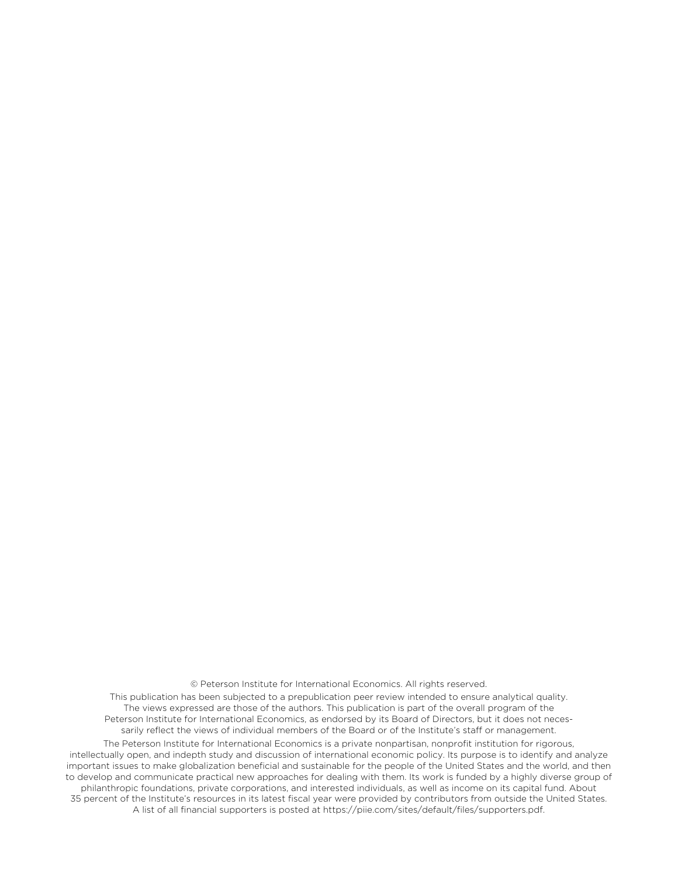© Peterson Institute for International Economics. All rights reserved.

This publication has been subjected to a prepublication peer review intended to ensure analytical quality. The views expressed are those of the authors. This publication is part of the overall program of the Peterson Institute for International Economics, as endorsed by its Board of Directors, but it does not necessarily reflect the views of individual members of the Board or of the Institute's staff or management.

The Peterson Institute for International Economics is a private nonpartisan, nonprofit institution for rigorous, intellectually open, and indepth study and discussion of international economic policy. Its purpose is to identify and analyze important issues to make globalization beneficial and sustainable for the people of the United States and the world, and then to develop and communicate practical new approaches for dealing with them. Its work is funded by a highly diverse group of philanthropic foundations, private corporations, and interested individuals, as well as income on its capital fund. About 35 percent of the Institute's resources in its latest fiscal year were provided by contributors from outside the United States. A list of all financial supporters is posted at https://piie.com/sites/default/files/supporters.pdf.